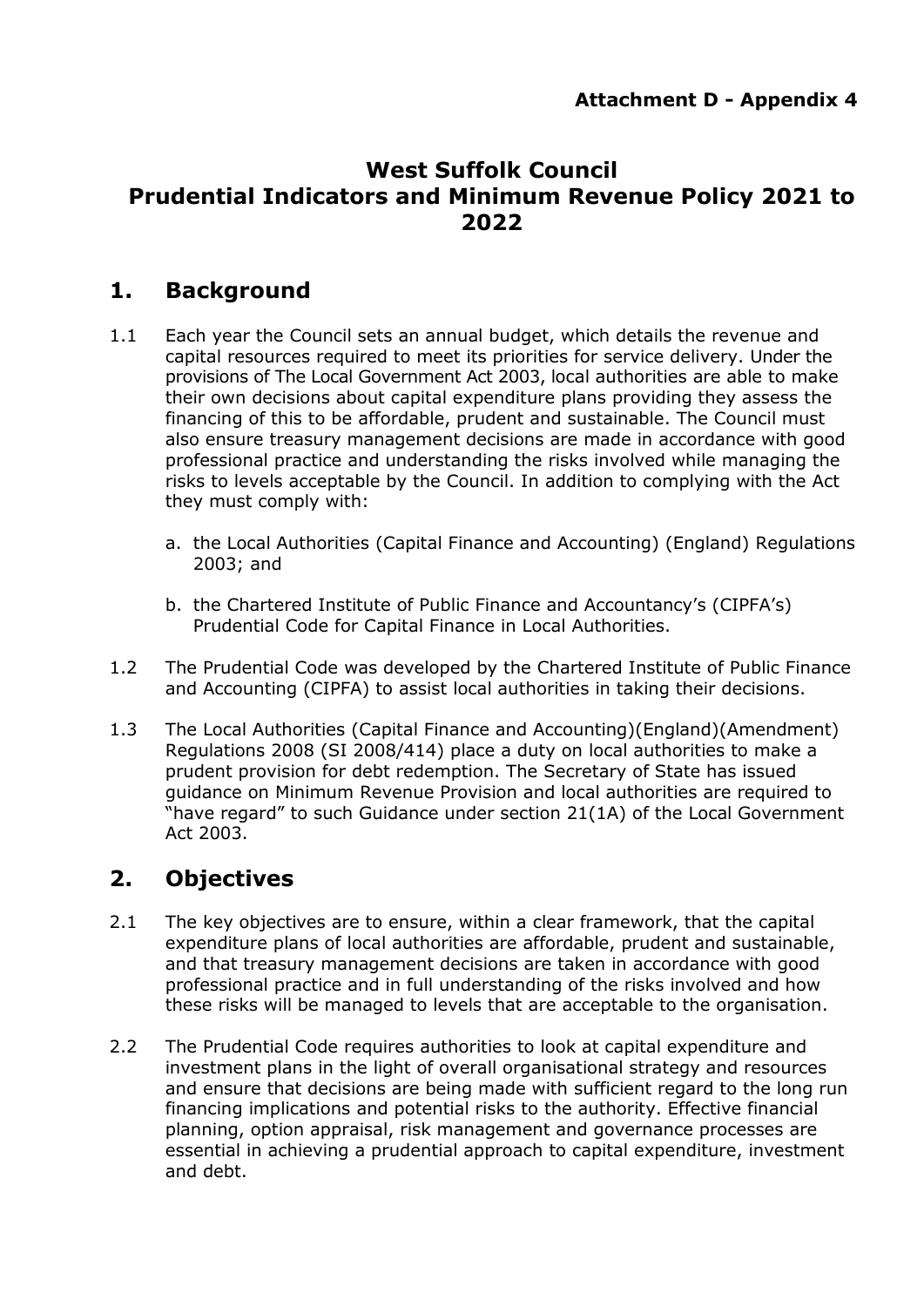**Attachment D - Appendix 4**

# West Suffolk Council Prudential Indicators and Minimum Revenue Policy 2021 to 2022

## 1. Background

1.1 Each year the Council sets an annual budget, which details the revenue and capital resources required to meet its priorities for service delivery. Under the provisions of The Local Government Act 2003, local authorities are able to make their own decisions about capital expenditure plans providing they assess the financing of this to be affordable, prudent and sustainable. The Council must also ensure treasury management decisions are made in accordance with good professional practice and understanding the risks involved while managing the risks to levels acceptable by the Council. In addition to complying with the Act they must comply with:

a. the Local Authorities (Capital Finance and Accounting) (England) Regulations 2003; and

b. the Chartered Institute of Public Finance and Accountancy's (CIPFA's) Prudential Code for Capital Finance in Local Authorities.

1.2 The Prudential Code was developed by the Chartered Institute of Public Finance and Accounting (CIPFA) to assist local authorities in taking their decisions.

1.3 The Local Authorities (Capital Finance and Accounting)(England)(Amendment) Regulations 2008 (SI 2008/414) place a duty on local authorities to make a prudent provision for debt redemption. The Secretary of State has issued guidance on Minimum Revenue Provision and local authorities are required to "have regard" to such Guidance under section 21(1A) of the Local Government Act 2003.

## 2. Objectives

2.1 The key objectives are to ensure, within a clear framework, that the capital expenditure plans of local authorities are affordable, prudent and sustainable, and that treasury management decisions are taken in accordance with good professional practice and in full understanding of the risks involved and how these risks will be managed to levels that are acceptable to the organisation.

2.2 The Prudential Code requires authorities to look at capital expenditure and investment plans in the light of overall organisational strategy and resources and ensure that decisions are being made with sufficient regard to the long run financing implications and potential risks to the authority. Effective financial planning, option appraisal, risk management and governance processes are essential in achieving a prudential approach to capital expenditure, investment and debt.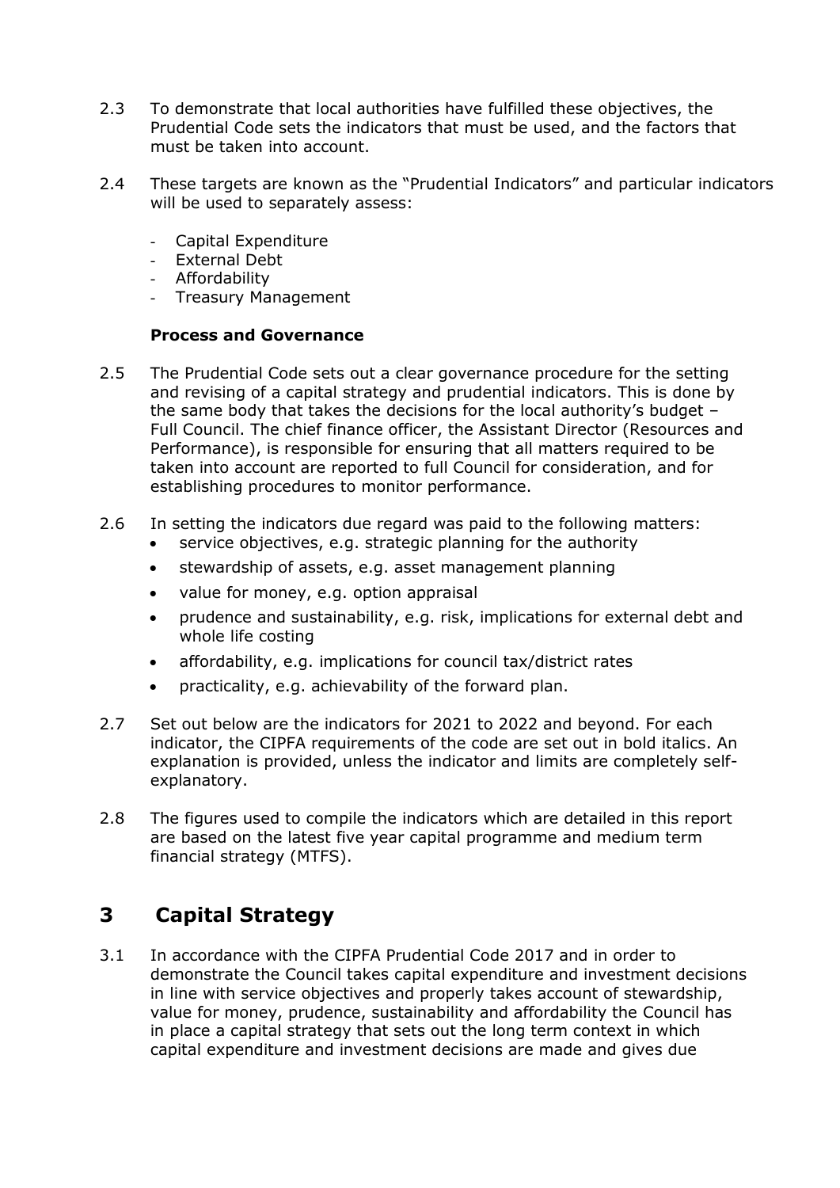2.3 To demonstrate that local authorities have fulfilled these objectives, the Prudential Code sets the indicators that must be used, and the factors that must be taken into account.

2.4 These targets are known as the "Prudential Indicators" and particular indicators will be used to separately assess:

- Capital Expenditure
- External Debt
- Affordability
- Treasury Management

**Process and Governance**

2.5 The Prudential Code sets out a clear governance procedure for the setting and revising of a capital strategy and prudential indicators. This is done by the same body that takes the decisions for the local authority's budget – Full Council. The chief finance officer, the Assistant Director (Resources and Performance), is responsible for ensuring that all matters required to be taken into account are reported to full Council for consideration, and for establishing procedures to monitor performance.

2.6 In setting the indicators due regard was paid to the following matters:

- service objectives, e.g. strategic planning for the authority
- stewardship of assets, e.g. asset management planning
- value for money, e.g. option appraisal
- prudence and sustainability, e.g. risk, implications for external debt and whole life costing
- affordability, e.g. implications for council tax/district rates
- practicality, e.g. achievability of the forward plan.

2.7 Set out below are the indicators for 2021 to 2022 and beyond. For each indicator, the CIPFA requirements of the code are set out in bold italics. An explanation is provided, unless the indicator and limits are completely self-explanatory.

2.8 The figures used to compile the indicators which are detailed in this report are based on the latest five year capital programme and medium term financial strategy (MTFS).

## 3 Capital Strategy

3.1 In accordance with the CIPFA Prudential Code 2017 and in order to demonstrate the Council takes capital expenditure and investment decisions in line with service objectives and properly takes account of stewardship, value for money, prudence, sustainability and affordability the Council has in place a capital strategy that sets out the long term context in which capital expenditure and investment decisions are made and gives due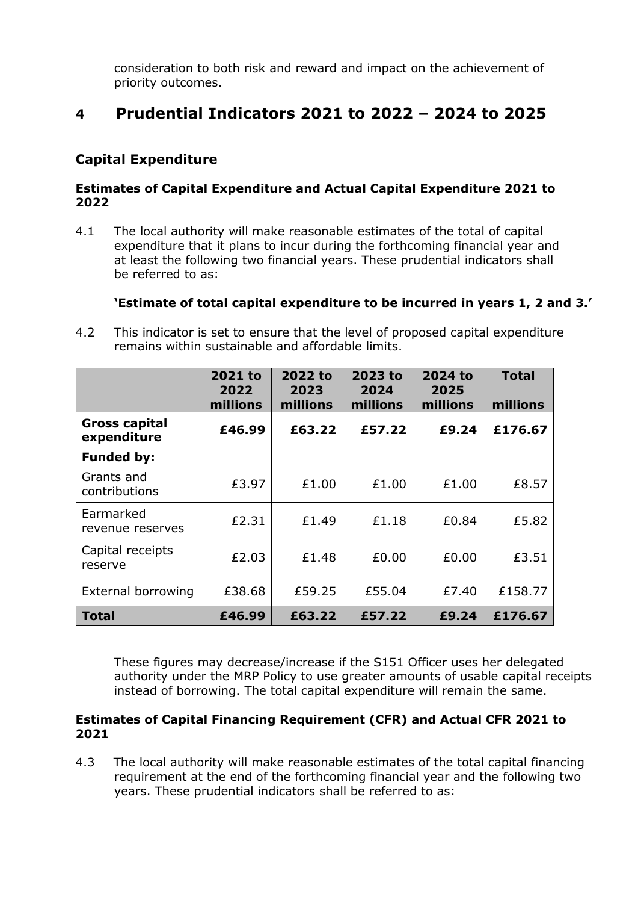consideration to both risk and reward and impact on the achievement of priority outcomes.

# 4 Prudential Indicators 2021 to 2022 – 2024 to 2025

## Capital Expenditure

### Estimates of Capital Expenditure and Actual Capital Expenditure 2021 to 2022

4.1 The local authority will make reasonable estimates of the total of capital expenditure that it plans to incur during the forthcoming financial year and at least the following two financial years. These prudential indicators shall be referred to as:

**'Estimate of total capital expenditure to be incurred in years 1, 2 and 3.'**

4.2 This indicator is set to ensure that the level of proposed capital expenditure remains within sustainable and affordable limits.

| | 2021 to 2022 millions | 2022 to 2023 millions | 2023 to 2024 millions | 2024 to 2025 millions | Total millions |
|---|---|---|---|---|---|
| **Gross capital expenditure** | **£46.99** | **£63.22** | **£57.22** | **£9.24** | **£176.67** |
| **Funded by:** | | | | | |
| Grants and contributions | £3.97 | £1.00 | £1.00 | £1.00 | £8.57 |
| Earmarked revenue reserves | £2.31 | £1.49 | £1.18 | £0.84 | £5.82 |
| Capital receipts reserve | £2.03 | £1.48 | £0.00 | £0.00 | £3.51 |
| External borrowing | £38.68 | £59.25 | £55.04 | £7.40 | £158.77 |
| **Total** | **£46.99** | **£63.22** | **£57.22** | **£9.24** | **£176.67** |

These figures may decrease/increase if the S151 Officer uses her delegated authority under the MRP Policy to use greater amounts of usable capital receipts instead of borrowing. The total capital expenditure will remain the same.

### Estimates of Capital Financing Requirement (CFR) and Actual CFR 2021 to 2021

4.3 The local authority will make reasonable estimates of the total capital financing requirement at the end of the forthcoming financial year and the following two years. These prudential indicators shall be referred to as: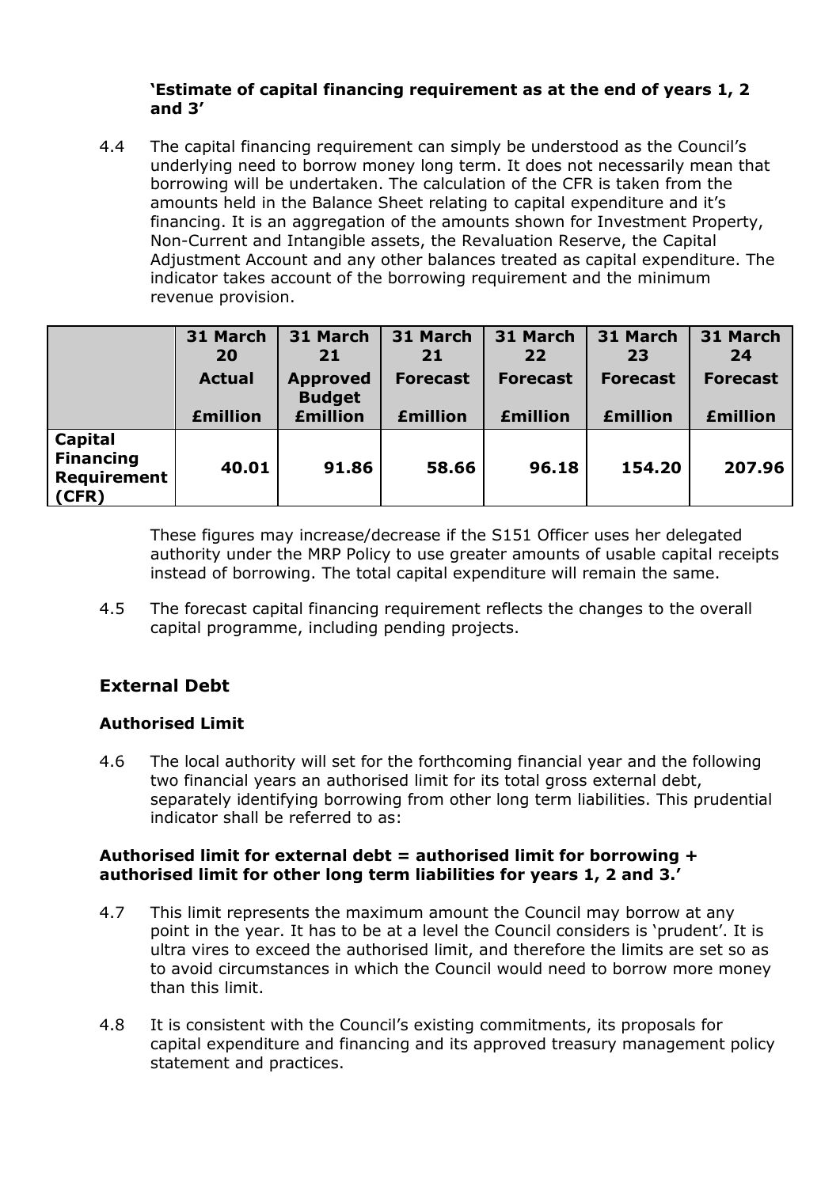**'Estimate of capital financing requirement as at the end of years 1, 2 and 3'**

4.4 The capital financing requirement can simply be understood as the Council's underlying need to borrow money long term. It does not necessarily mean that borrowing will be undertaken. The calculation of the CFR is taken from the amounts held in the Balance Sheet relating to capital expenditure and it's financing. It is an aggregation of the amounts shown for Investment Property, Non-Current and Intangible assets, the Revaluation Reserve, the Capital Adjustment Account and any other balances treated as capital expenditure. The indicator takes account of the borrowing requirement and the minimum revenue provision.

| | 31 March 20 Actual £million | 31 March 21 Approved Budget £million | 31 March 21 Forecast £million | 31 March 22 Forecast £million | 31 March 23 Forecast £million | 31 March 24 Forecast £million |
|---|---|---|---|---|---|---|
| **Capital Financing Requirement (CFR)** | **40.01** | **91.86** | **58.66** | **96.18** | **154.20** | **207.96** |

These figures may increase/decrease if the S151 Officer uses her delegated authority under the MRP Policy to use greater amounts of usable capital receipts instead of borrowing. The total capital expenditure will remain the same.

4.5 The forecast capital financing requirement reflects the changes to the overall capital programme, including pending projects.

## External Debt

### Authorised Limit

4.6 The local authority will set for the forthcoming financial year and the following two financial years an authorised limit for its total gross external debt, separately identifying borrowing from other long term liabilities. This prudential indicator shall be referred to as:

**Authorised limit for external debt = authorised limit for borrowing + authorised limit for other long term liabilities for years 1, 2 and 3.'**

4.7 This limit represents the maximum amount the Council may borrow at any point in the year. It has to be at a level the Council considers is 'prudent'. It is ultra vires to exceed the authorised limit, and therefore the limits are set so as to avoid circumstances in which the Council would need to borrow more money than this limit.

4.8 It is consistent with the Council's existing commitments, its proposals for capital expenditure and financing and its approved treasury management policy statement and practices.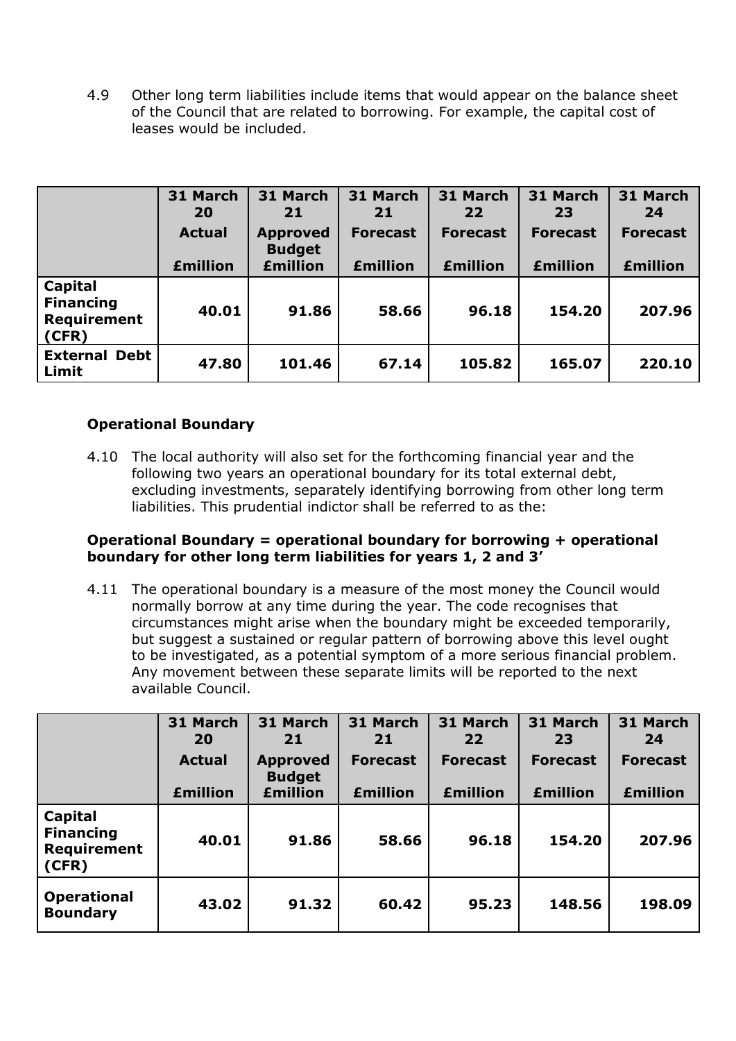4.9 Other long term liabilities include items that would appear on the balance sheet of the Council that are related to borrowing. For example, the capital cost of leases would be included.

| | 31 March 20<br>Actual<br>£million | 31 March 21<br>Approved Budget<br>£million | 31 March 21<br>Forecast<br>£million | 31 March 22<br>Forecast<br>£million | 31 March 23<br>Forecast<br>£million | 31 March 24<br>Forecast<br>£million |
|---|---|---|---|---|---|---|
| **Capital Financing Requirement (CFR)** | **40.01** | **91.86** | **58.66** | **96.18** | **154.20** | **207.96** |
| **External Debt Limit** | **47.80** | **101.46** | **67.14** | **105.82** | **165.07** | **220.10** |

### Operational Boundary

4.10 The local authority will also set for the forthcoming financial year and the following two years an operational boundary for its total external debt, excluding investments, separately identifying borrowing from other long term liabilities. This prudential indictor shall be referred to as the:

**Operational Boundary = operational boundary for borrowing + operational boundary for other long term liabilities for years 1, 2 and 3'**

4.11 The operational boundary is a measure of the most money the Council would normally borrow at any time during the year. The code recognises that circumstances might arise when the boundary might be exceeded temporarily, but suggest a sustained or regular pattern of borrowing above this level ought to be investigated, as a potential symptom of a more serious financial problem. Any movement between these separate limits will be reported to the next available Council.

| | 31 March 20<br>Actual<br>£million | 31 March 21<br>Approved Budget<br>£million | 31 March 21<br>Forecast<br>£million | 31 March 22<br>Forecast<br>£million | 31 March 23<br>Forecast<br>£million | 31 March 24<br>Forecast<br>£million |
|---|---|---|---|---|---|---|
| **Capital Financing Requirement (CFR)** | **40.01** | **91.86** | **58.66** | **96.18** | **154.20** | **207.96** |
| **Operational Boundary** | **43.02** | **91.32** | **60.42** | **95.23** | **148.56** | **198.09** |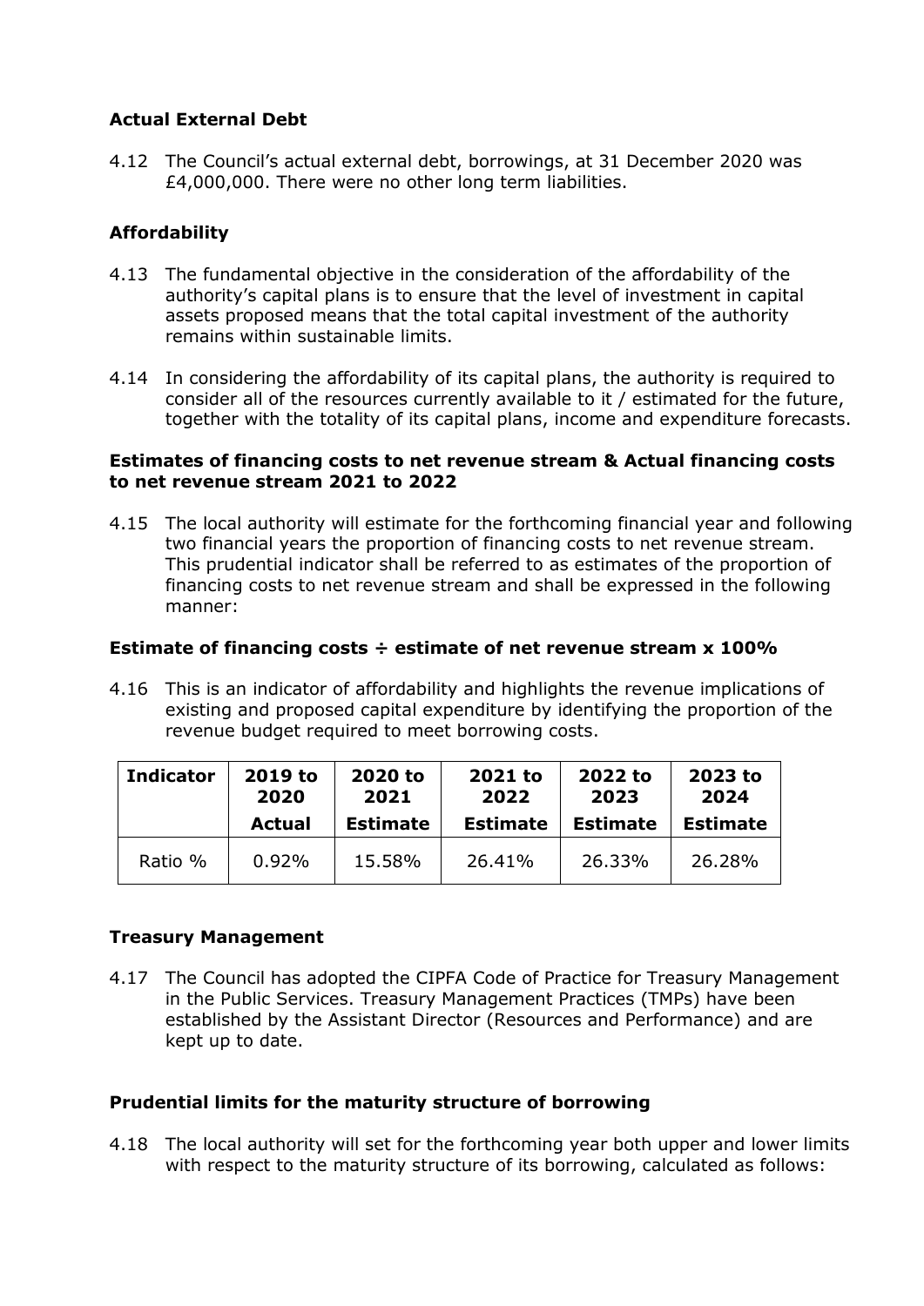**Actual External Debt**

4.12 The Council's actual external debt, borrowings, at 31 December 2020 was £4,000,000. There were no other long term liabilities.

**Affordability**

4.13 The fundamental objective in the consideration of the affordability of the authority's capital plans is to ensure that the level of investment in capital assets proposed means that the total capital investment of the authority remains within sustainable limits.

4.14 In considering the affordability of its capital plans, the authority is required to consider all of the resources currently available to it / estimated for the future, together with the totality of its capital plans, income and expenditure forecasts.

**Estimates of financing costs to net revenue stream & Actual financing costs to net revenue stream 2021 to 2022**

4.15 The local authority will estimate for the forthcoming financial year and following two financial years the proportion of financing costs to net revenue stream. This prudential indicator shall be referred to as estimates of the proportion of financing costs to net revenue stream and shall be expressed in the following manner:

**Estimate of financing costs ÷ estimate of net revenue stream x 100%**

4.16 This is an indicator of affordability and highlights the revenue implications of existing and proposed capital expenditure by identifying the proportion of the revenue budget required to meet borrowing costs.

| Indicator | 2019 to 2020 Actual | 2020 to 2021 Estimate | 2021 to 2022 Estimate | 2022 to 2023 Estimate | 2023 to 2024 Estimate |
|---|---|---|---|---|---|
| Ratio % | 0.92% | 15.58% | 26.41% | 26.33% | 26.28% |

**Treasury Management**

4.17 The Council has adopted the CIPFA Code of Practice for Treasury Management in the Public Services. Treasury Management Practices (TMPs) have been established by the Assistant Director (Resources and Performance) and are kept up to date.

**Prudential limits for the maturity structure of borrowing**

4.18 The local authority will set for the forthcoming year both upper and lower limits with respect to the maturity structure of its borrowing, calculated as follows: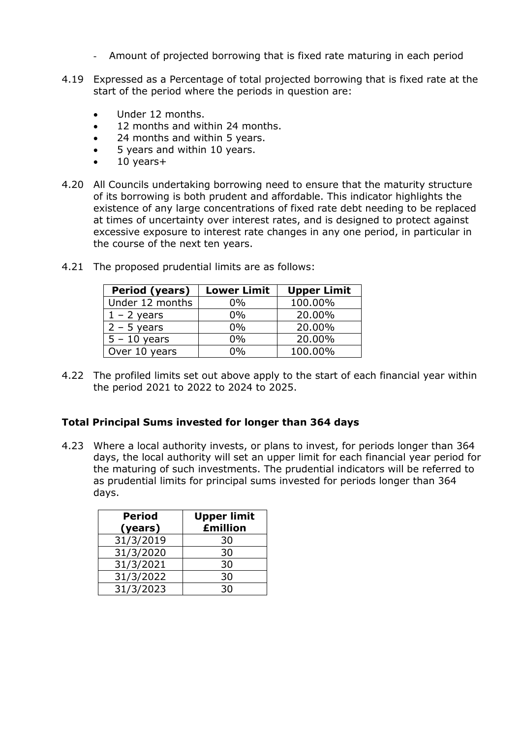- Amount of projected borrowing that is fixed rate maturing in each period

4.19 Expressed as a Percentage of total projected borrowing that is fixed rate at the start of the period where the periods in question are:

- Under 12 months.
- 12 months and within 24 months.
- 24 months and within 5 years.
- 5 years and within 10 years.
- 10 years+

4.20 All Councils undertaking borrowing need to ensure that the maturity structure of its borrowing is both prudent and affordable. This indicator highlights the existence of any large concentrations of fixed rate debt needing to be replaced at times of uncertainty over interest rates, and is designed to protect against excessive exposure to interest rate changes in any one period, in particular in the course of the next ten years.

4.21 The proposed prudential limits are as follows:

| Period (years) | Lower Limit | Upper Limit |
|---|---|---|
| Under 12 months | 0% | 100.00% |
| 1 – 2 years | 0% | 20.00% |
| 2 – 5 years | 0% | 20.00% |
| 5 – 10 years | 0% | 20.00% |
| Over 10 years | 0% | 100.00% |

4.22 The profiled limits set out above apply to the start of each financial year within the period 2021 to 2022 to 2024 to 2025.

### Total Principal Sums invested for longer than 364 days

4.23 Where a local authority invests, or plans to invest, for periods longer than 364 days, the local authority will set an upper limit for each financial year period for the maturing of such investments. The prudential indicators will be referred to as prudential limits for principal sums invested for periods longer than 364 days.

| Period (years) | Upper limit £million |
|---|---|
| 31/3/2019 | 30 |
| 31/3/2020 | 30 |
| 31/3/2021 | 30 |
| 31/3/2022 | 30 |
| 31/3/2023 | 30 |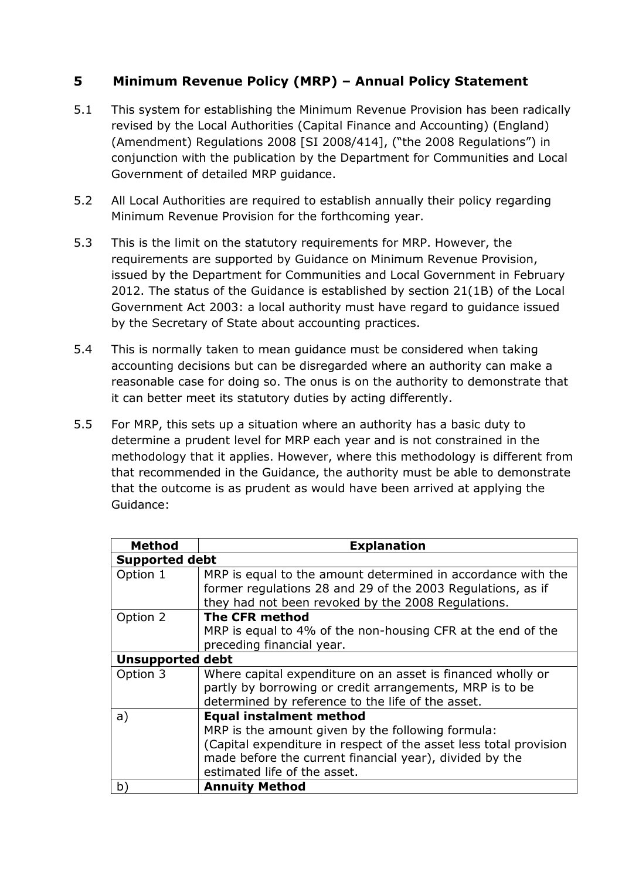## 5 Minimum Revenue Policy (MRP) – Annual Policy Statement

5.1 This system for establishing the Minimum Revenue Provision has been radically revised by the Local Authorities (Capital Finance and Accounting) (England) (Amendment) Regulations 2008 [SI 2008/414], ("the 2008 Regulations") in conjunction with the publication by the Department for Communities and Local Government of detailed MRP guidance.

5.2 All Local Authorities are required to establish annually their policy regarding Minimum Revenue Provision for the forthcoming year.

5.3 This is the limit on the statutory requirements for MRP. However, the requirements are supported by Guidance on Minimum Revenue Provision, issued by the Department for Communities and Local Government in February 2012. The status of the Guidance is established by section 21(1B) of the Local Government Act 2003: a local authority must have regard to guidance issued by the Secretary of State about accounting practices.

5.4 This is normally taken to mean guidance must be considered when taking accounting decisions but can be disregarded where an authority can make a reasonable case for doing so. The onus is on the authority to demonstrate that it can better meet its statutory duties by acting differently.

5.5 For MRP, this sets up a situation where an authority has a basic duty to determine a prudent level for MRP each year and is not constrained in the methodology that it applies. However, where this methodology is different from that recommended in the Guidance, the authority must be able to demonstrate that the outcome is as prudent as would have been arrived at applying the Guidance:

| Method | Explanation |
|---|---|
| **Supported debt** | |
| Option 1 | MRP is equal to the amount determined in accordance with the former regulations 28 and 29 of the 2003 Regulations, as if they had not been revoked by the 2008 Regulations. |
| Option 2 | **The CFR method**<br>MRP is equal to 4% of the non-housing CFR at the end of the preceding financial year. |
| **Unsupported debt** | |
| Option 3 | Where capital expenditure on an asset is financed wholly or partly by borrowing or credit arrangements, MRP is to be determined by reference to the life of the asset. |
| a) | **Equal instalment method**<br>MRP is the amount given by the following formula:<br>(Capital expenditure in respect of the asset less total provision made before the current financial year), divided by the estimated life of the asset. |
| b) | **Annuity Method** |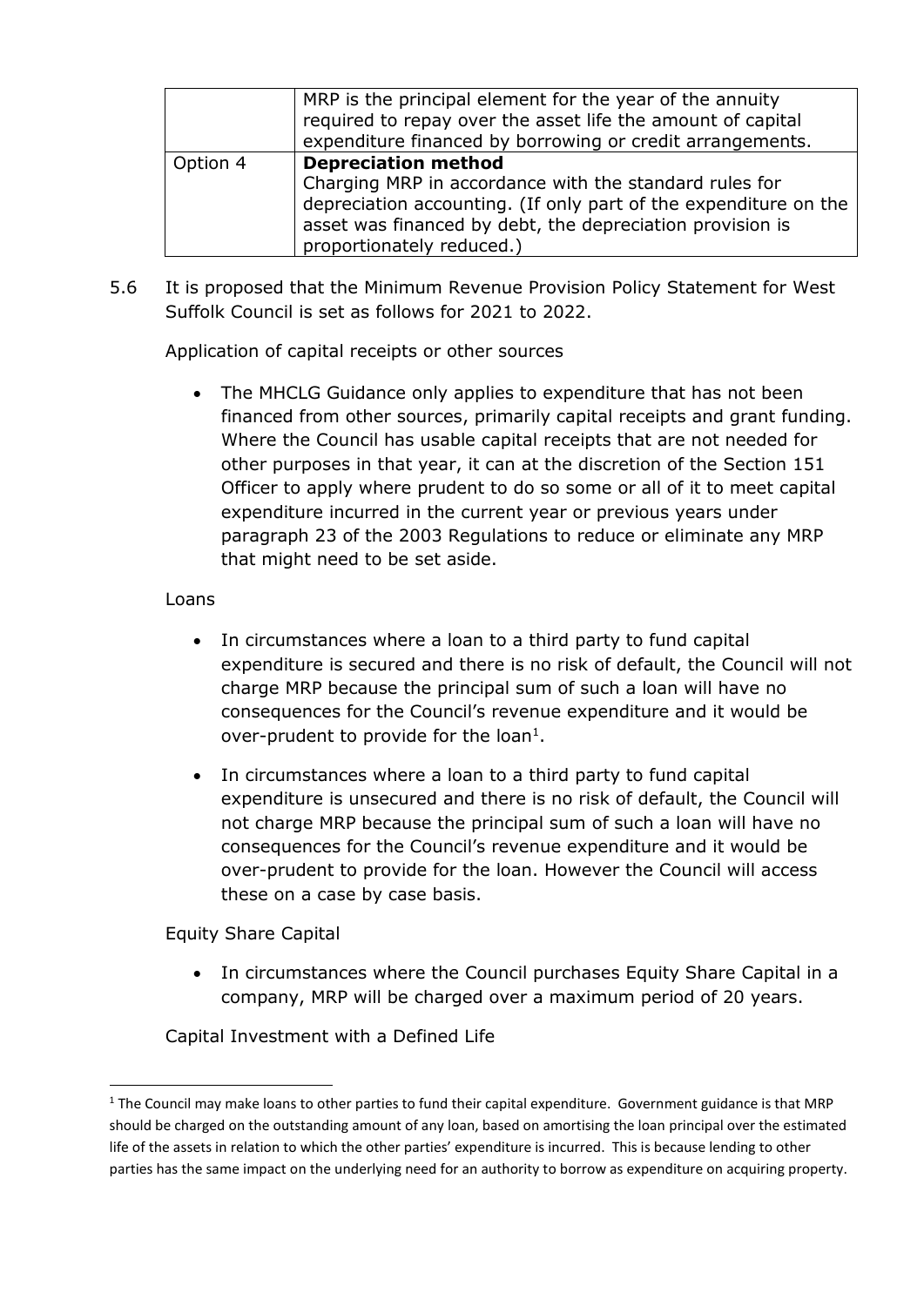|  | MRP is the principal element for the year of the annuity required to repay over the asset life the amount of capital expenditure financed by borrowing or credit arrangements. |
| --- | --- |
| Option 4 | **Depreciation method**<br>Charging MRP in accordance with the standard rules for depreciation accounting. (If only part of the expenditure on the asset was financed by debt, the depreciation provision is proportionately reduced.) |

5.6 It is proposed that the Minimum Revenue Provision Policy Statement for West Suffolk Council is set as follows for 2021 to 2022.

Application of capital receipts or other sources

- The MHCLG Guidance only applies to expenditure that has not been financed from other sources, primarily capital receipts and grant funding. Where the Council has usable capital receipts that are not needed for other purposes in that year, it can at the discretion of the Section 151 Officer to apply where prudent to do so some or all of it to meet capital expenditure incurred in the current year or previous years under paragraph 23 of the 2003 Regulations to reduce or eliminate any MRP that might need to be set aside.

Loans

- In circumstances where a loan to a third party to fund capital expenditure is secured and there is no risk of default, the Council will not charge MRP because the principal sum of such a loan will have no consequences for the Council's revenue expenditure and it would be over-prudent to provide for the loan[1].
- In circumstances where a loan to a third party to fund capital expenditure is unsecured and there is no risk of default, the Council will not charge MRP because the principal sum of such a loan will have no consequences for the Council's revenue expenditure and it would be over-prudent to provide for the loan. However the Council will access these on a case by case basis.

Equity Share Capital

- In circumstances where the Council purchases Equity Share Capital in a company, MRP will be charged over a maximum period of 20 years.

Capital Investment with a Defined Life

[1] The Council may make loans to other parties to fund their capital expenditure. Government guidance is that MRP should be charged on the outstanding amount of any loan, based on amortising the loan principal over the estimated life of the assets in relation to which the other parties' expenditure is incurred. This is because lending to other parties has the same impact on the underlying need for an authority to borrow as expenditure on acquiring property.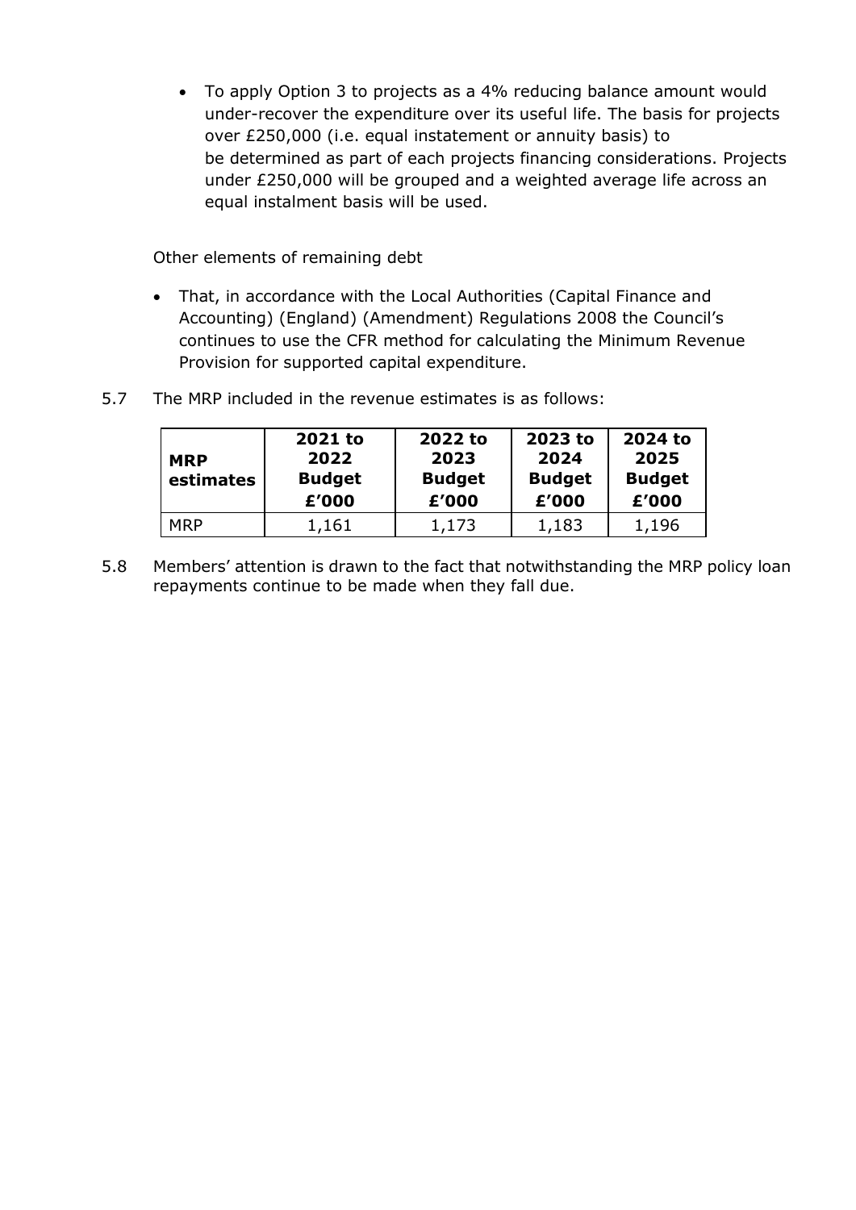- To apply Option 3 to projects as a 4% reducing balance amount would under-recover the expenditure over its useful life. The basis for projects over £250,000 (i.e. equal instatement or annuity basis) to be determined as part of each projects financing considerations. Projects under £250,000 will be grouped and a weighted average life across an equal instalment basis will be used.

Other elements of remaining debt

- That, in accordance with the Local Authorities (Capital Finance and Accounting) (England) (Amendment) Regulations 2008 the Council's continues to use the CFR method for calculating the Minimum Revenue Provision for supported capital expenditure.

5.7 The MRP included in the revenue estimates is as follows:

| MRP estimates | 2021 to 2022 Budget £'000 | 2022 to 2023 Budget £'000 | 2023 to 2024 Budget £'000 | 2024 to 2025 Budget £'000 |
|---|---|---|---|---|
| MRP | 1,161 | 1,173 | 1,183 | 1,196 |

5.8 Members' attention is drawn to the fact that notwithstanding the MRP policy loan repayments continue to be made when they fall due.